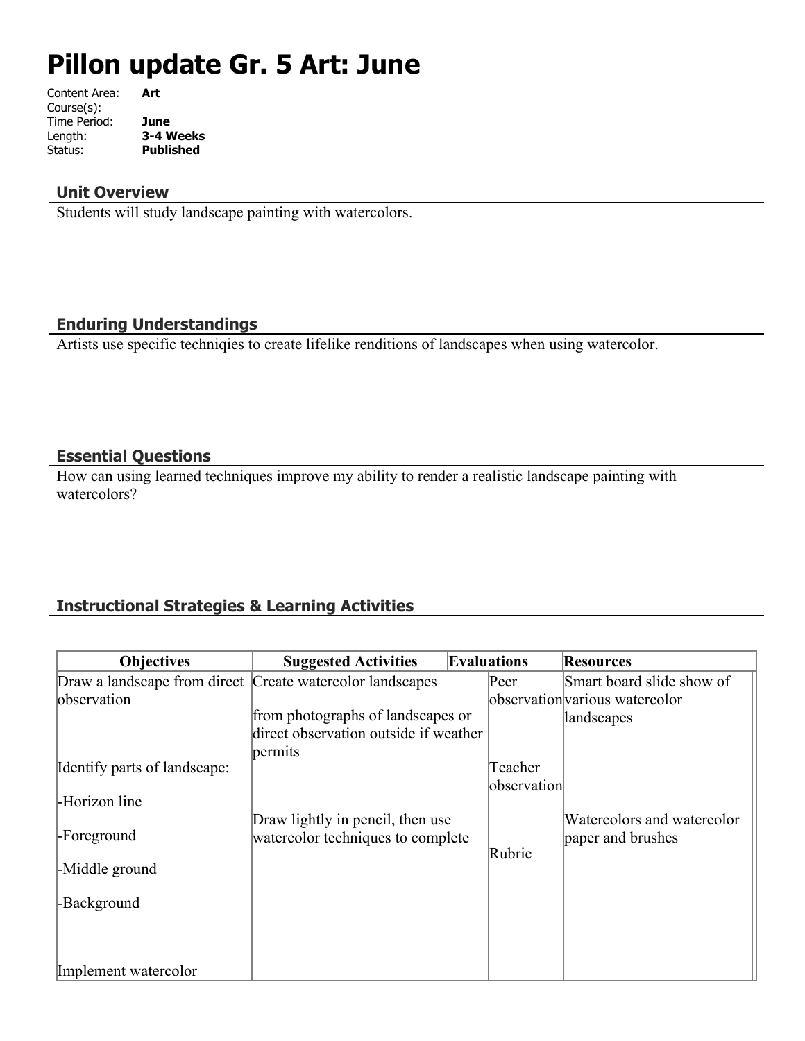# Pillon update Gr. 5 Art: June

Content Area: **Art**
Course(s):
Time Period: **June**
Length: **3-4 Weeks**
Status: **Published**

## Unit Overview

Students will study landscape painting with watercolors.

## Enduring Understandings

Artists use specific techniqies to create lifelike renditions of landscapes when using watercolor.

## Essential Questions

How can using learned techniques improve my ability to render a realistic landscape painting with watercolors?

## Instructional Strategies & Learning Activities

| Objectives | Suggested Activities | Evaluations | Resources |
|---|---|---|---|
| Draw a landscape from direct observation<br><br>Identify parts of landscape:<br><br>-Horizon line<br><br>-Foreground<br><br>-Middle ground<br><br>-Background<br><br>Implement watercolor | Create watercolor landscapes<br><br>from photographs of landscapes or direct observation outside if weather permits<br><br>Draw lightly in pencil, then use watercolor techniques to complete | Peer observation<br><br>Teacher observation<br><br>Rubric | Smart board slide show of various watercolor landscapes<br><br>Watercolors and watercolor paper and brushes |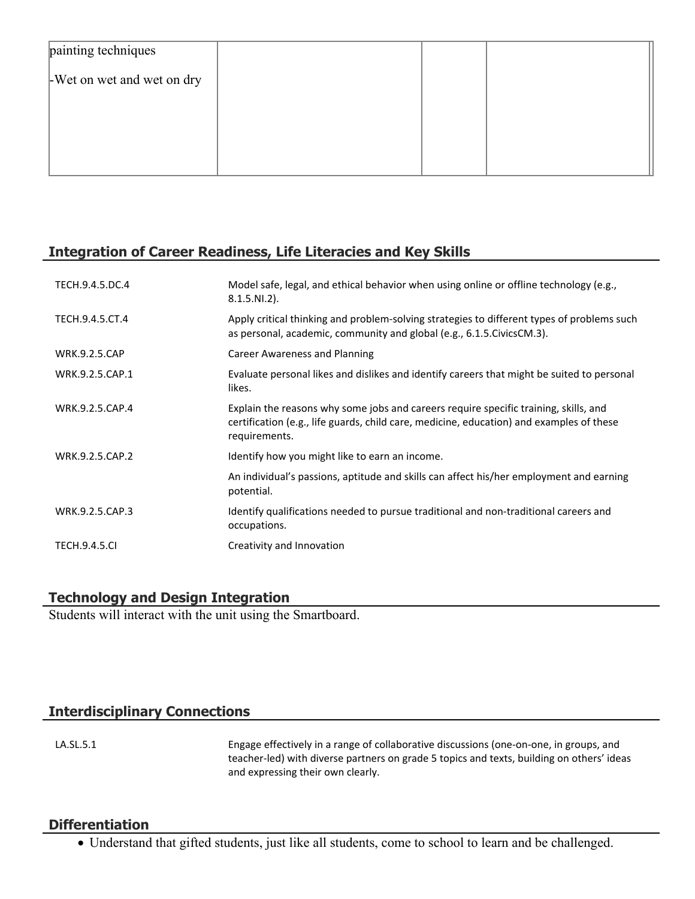| painting techniques<br><br>-Wet on wet and wet on dry | | | |
|---|---|---|---|

## Integration of Career Readiness, Life Literacies and Key Skills

| | |
|---|---|
| TECH.9.4.5.DC.4 | Model safe, legal, and ethical behavior when using online or offline technology (e.g., 8.1.5.NI.2). |
| TECH.9.4.5.CT.4 | Apply critical thinking and problem-solving strategies to different types of problems such as personal, academic, community and global (e.g., 6.1.5.CivicsCM.3). |
| WRK.9.2.5.CAP | Career Awareness and Planning |
| WRK.9.2.5.CAP.1 | Evaluate personal likes and dislikes and identify careers that might be suited to personal likes. |
| WRK.9.2.5.CAP.4 | Explain the reasons why some jobs and careers require specific training, skills, and certification (e.g., life guards, child care, medicine, education) and examples of these requirements. |
| WRK.9.2.5.CAP.2 | Identify how you might like to earn an income. |
| | An individual's passions, aptitude and skills can affect his/her employment and earning potential. |
| WRK.9.2.5.CAP.3 | Identify qualifications needed to pursue traditional and non-traditional careers and occupations. |
| TECH.9.4.5.CI | Creativity and Innovation |

## Technology and Design Integration

Students will interact with the unit using the Smartboard.

## Interdisciplinary Connections

| | |
|---|---|
| LA.SL.5.1 | Engage effectively in a range of collaborative discussions (one-on-one, in groups, and teacher-led) with diverse partners on grade 5 topics and texts, building on others' ideas and expressing their own clearly. |

## Differentiation

- Understand that gifted students, just like all students, come to school to learn and be challenged.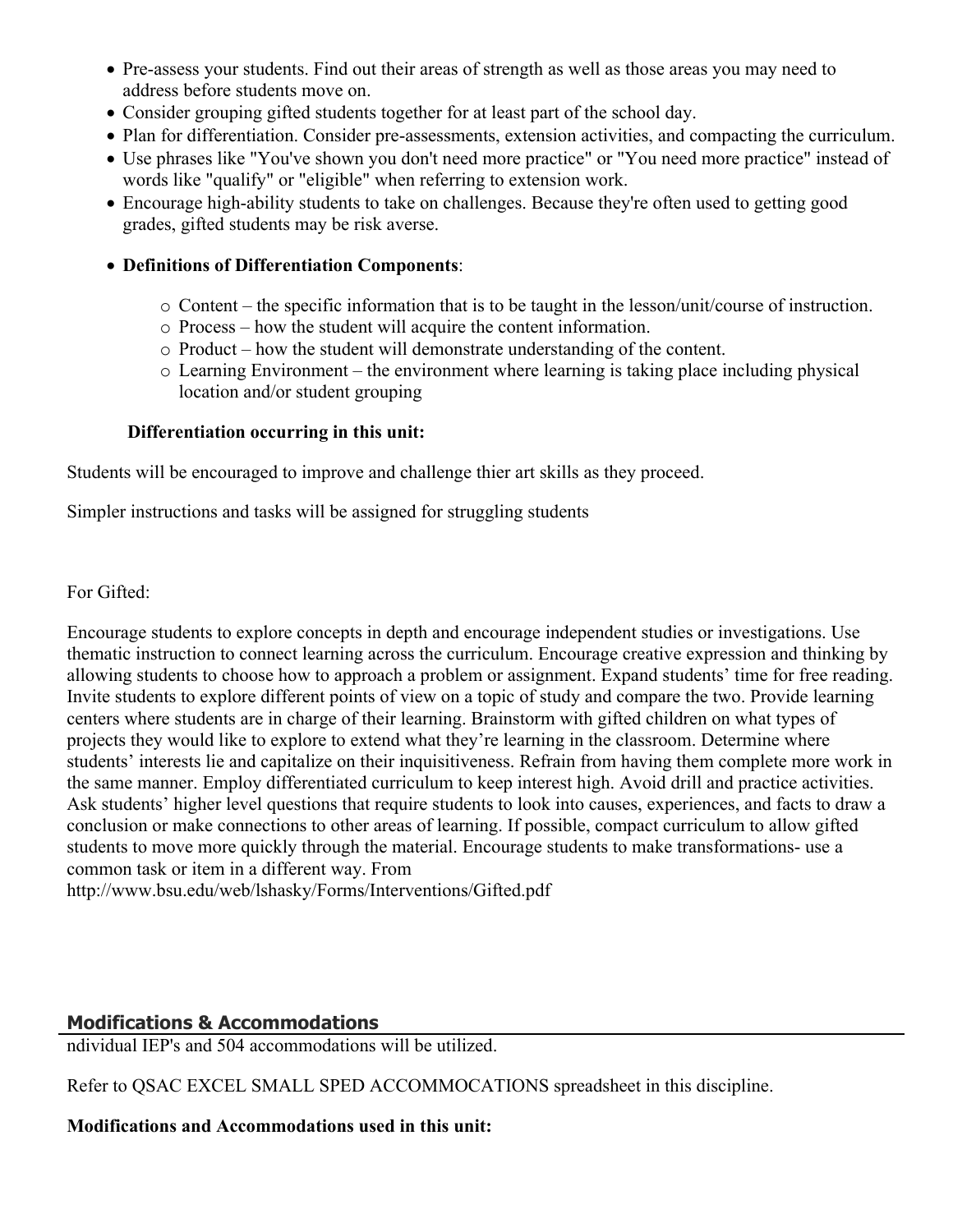- Pre-assess your students. Find out their areas of strength as well as those areas you may need to address before students move on.
- Consider grouping gifted students together for at least part of the school day.
- Plan for differentiation. Consider pre-assessments, extension activities, and compacting the curriculum.
- Use phrases like "You've shown you don't need more practice" or "You need more practice" instead of words like "qualify" or "eligible" when referring to extension work.
- Encourage high-ability students to take on challenges. Because they're often used to getting good grades, gifted students may be risk averse.
- **Definitions of Differentiation Components**:
    - Content – the specific information that is to be taught in the lesson/unit/course of instruction.
    - Process – how the student will acquire the content information.
    - Product – how the student will demonstrate understanding of the content.
    - Learning Environment – the environment where learning is taking place including physical location and/or student grouping

**Differentiation occurring in this unit:**

Students will be encouraged to improve and challenge thier art skills as they proceed.

Simpler instructions and tasks will be assigned for struggling students

For Gifted:

Encourage students to explore concepts in depth and encourage independent studies or investigations. Use thematic instruction to connect learning across the curriculum. Encourage creative expression and thinking by allowing students to choose how to approach a problem or assignment. Expand students' time for free reading. Invite students to explore different points of view on a topic of study and compare the two. Provide learning centers where students are in charge of their learning. Brainstorm with gifted children on what types of projects they would like to explore to extend what they're learning in the classroom. Determine where students' interests lie and capitalize on their inquisitiveness. Refrain from having them complete more work in the same manner. Employ differentiated curriculum to keep interest high. Avoid drill and practice activities. Ask students' higher level questions that require students to look into causes, experiences, and facts to draw a conclusion or make connections to other areas of learning. If possible, compact curriculum to allow gifted students to move more quickly through the material. Encourage students to make transformations- use a common task or item in a different way. From http://www.bsu.edu/web/lshasky/Forms/Interventions/Gifted.pdf

## Modifications & Accommodations

ndividual IEP's and 504 accommodations will be utilized.

Refer to QSAC EXCEL SMALL SPED ACCOMMOCATIONS spreadsheet in this discipline.

**Modifications and Accommodations used in this unit:**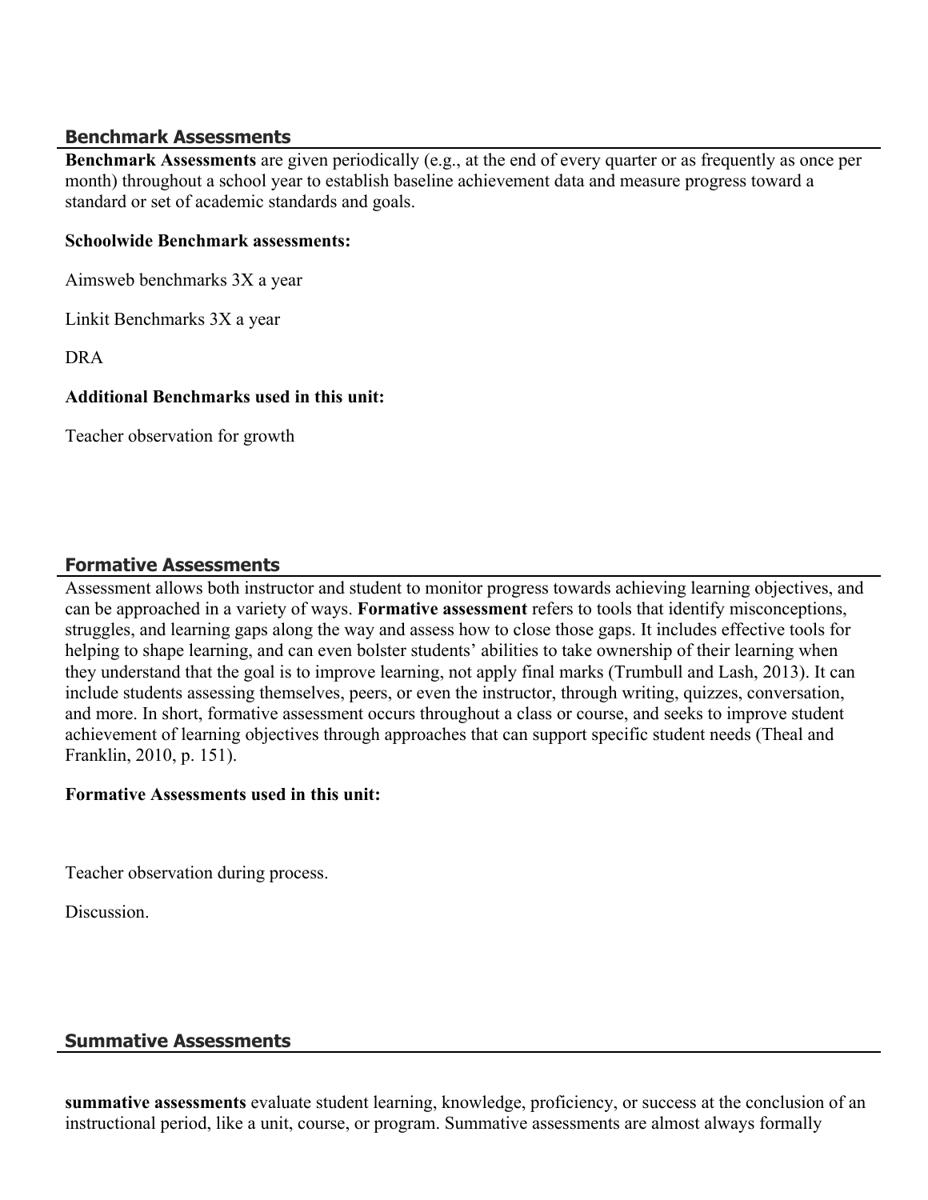## Benchmark Assessments

**Benchmark Assessments** are given periodically (e.g., at the end of every quarter or as frequently as once per month) throughout a school year to establish baseline achievement data and measure progress toward a standard or set of academic standards and goals.

**Schoolwide Benchmark assessments:**

Aimsweb benchmarks 3X a year

Linkit Benchmarks 3X a year

DRA

**Additional Benchmarks used in this unit:**

Teacher observation for growth

## Formative Assessments

Assessment allows both instructor and student to monitor progress towards achieving learning objectives, and can be approached in a variety of ways. **Formative assessment** refers to tools that identify misconceptions, struggles, and learning gaps along the way and assess how to close those gaps. It includes effective tools for helping to shape learning, and can even bolster students' abilities to take ownership of their learning when they understand that the goal is to improve learning, not apply final marks (Trumbull and Lash, 2013). It can include students assessing themselves, peers, or even the instructor, through writing, quizzes, conversation, and more. In short, formative assessment occurs throughout a class or course, and seeks to improve student achievement of learning objectives through approaches that can support specific student needs (Theal and Franklin, 2010, p. 151).

**Formative Assessments used in this unit:**

Teacher observation during process.

Discussion.

## Summative Assessments

**summative assessments** evaluate student learning, knowledge, proficiency, or success at the conclusion of an instructional period, like a unit, course, or program. Summative assessments are almost always formally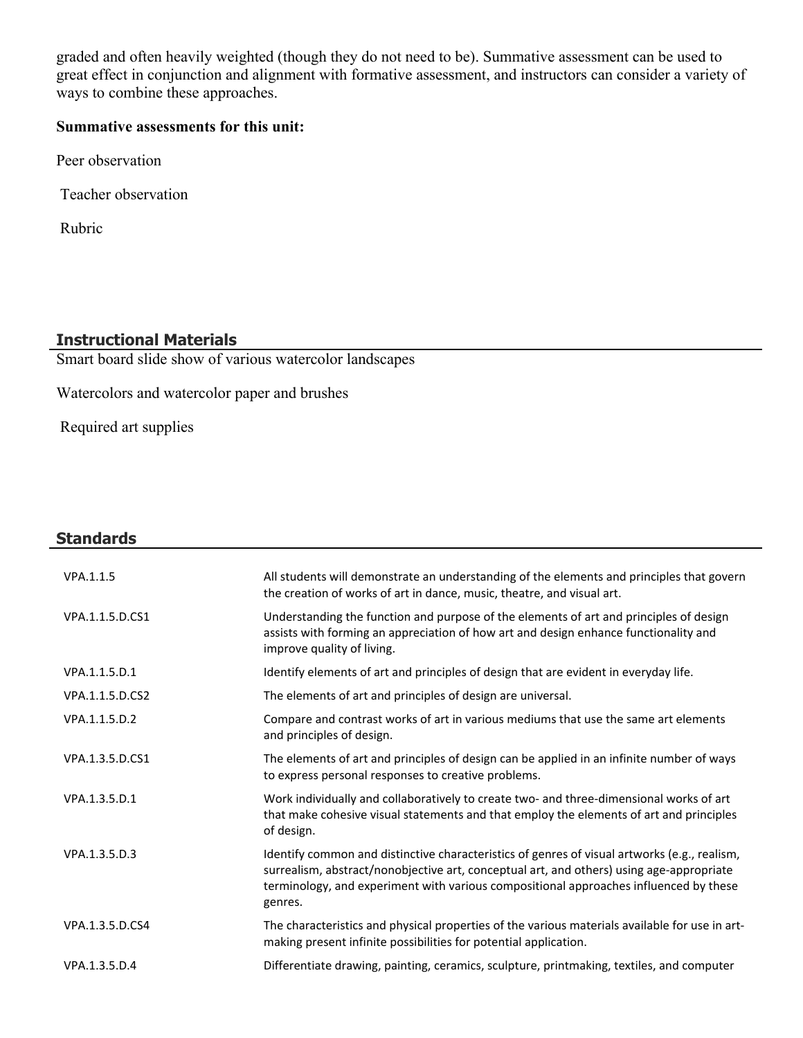graded and often heavily weighted (though they do not need to be). Summative assessment can be used to great effect in conjunction and alignment with formative assessment, and instructors can consider a variety of ways to combine these approaches.

**Summative assessments for this unit:**

Peer observation

Teacher observation

Rubric

## Instructional Materials

Smart board slide show of various watercolor landscapes

Watercolors and watercolor paper and brushes

Required art supplies

## Standards

| | |
|---|---|
| VPA.1.1.5 | All students will demonstrate an understanding of the elements and principles that govern the creation of works of art in dance, music, theatre, and visual art. |
| VPA.1.1.5.D.CS1 | Understanding the function and purpose of the elements of art and principles of design assists with forming an appreciation of how art and design enhance functionality and improve quality of living. |
| VPA.1.1.5.D.1 | Identify elements of art and principles of design that are evident in everyday life. |
| VPA.1.1.5.D.CS2 | The elements of art and principles of design are universal. |
| VPA.1.1.5.D.2 | Compare and contrast works of art in various mediums that use the same art elements and principles of design. |
| VPA.1.3.5.D.CS1 | The elements of art and principles of design can be applied in an infinite number of ways to express personal responses to creative problems. |
| VPA.1.3.5.D.1 | Work individually and collaboratively to create two- and three-dimensional works of art that make cohesive visual statements and that employ the elements of art and principles of design. |
| VPA.1.3.5.D.3 | Identify common and distinctive characteristics of genres of visual artworks (e.g., realism, surrealism, abstract/nonobjective art, conceptual art, and others) using age-appropriate terminology, and experiment with various compositional approaches influenced by these genres. |
| VPA.1.3.5.D.CS4 | The characteristics and physical properties of the various materials available for use in art-making present infinite possibilities for potential application. |
| VPA.1.3.5.D.4 | Differentiate drawing, painting, ceramics, sculpture, printmaking, textiles, and computer |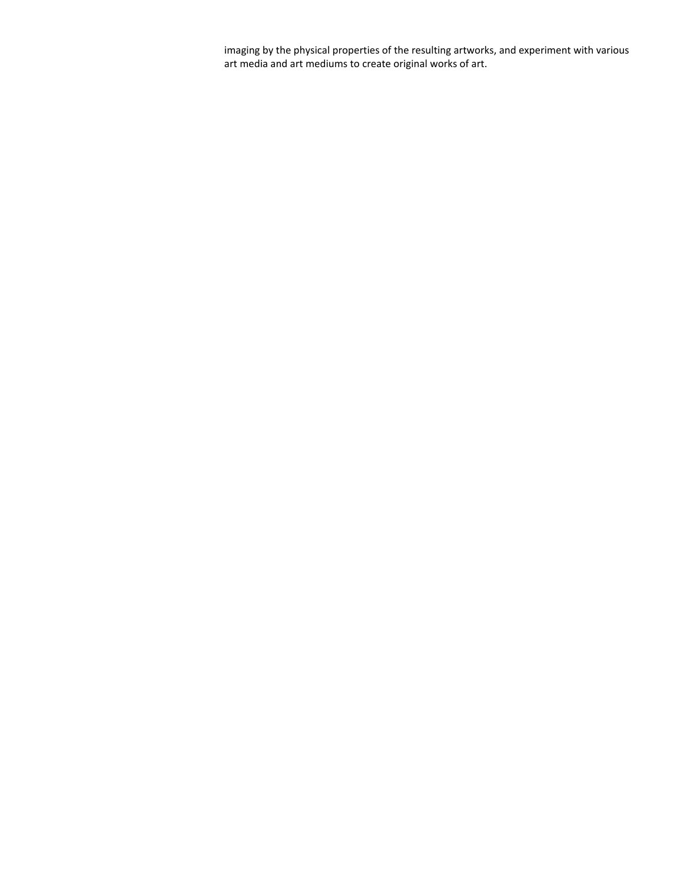imaging by the physical properties of the resulting artworks, and experiment with various art media and art mediums to create original works of art.